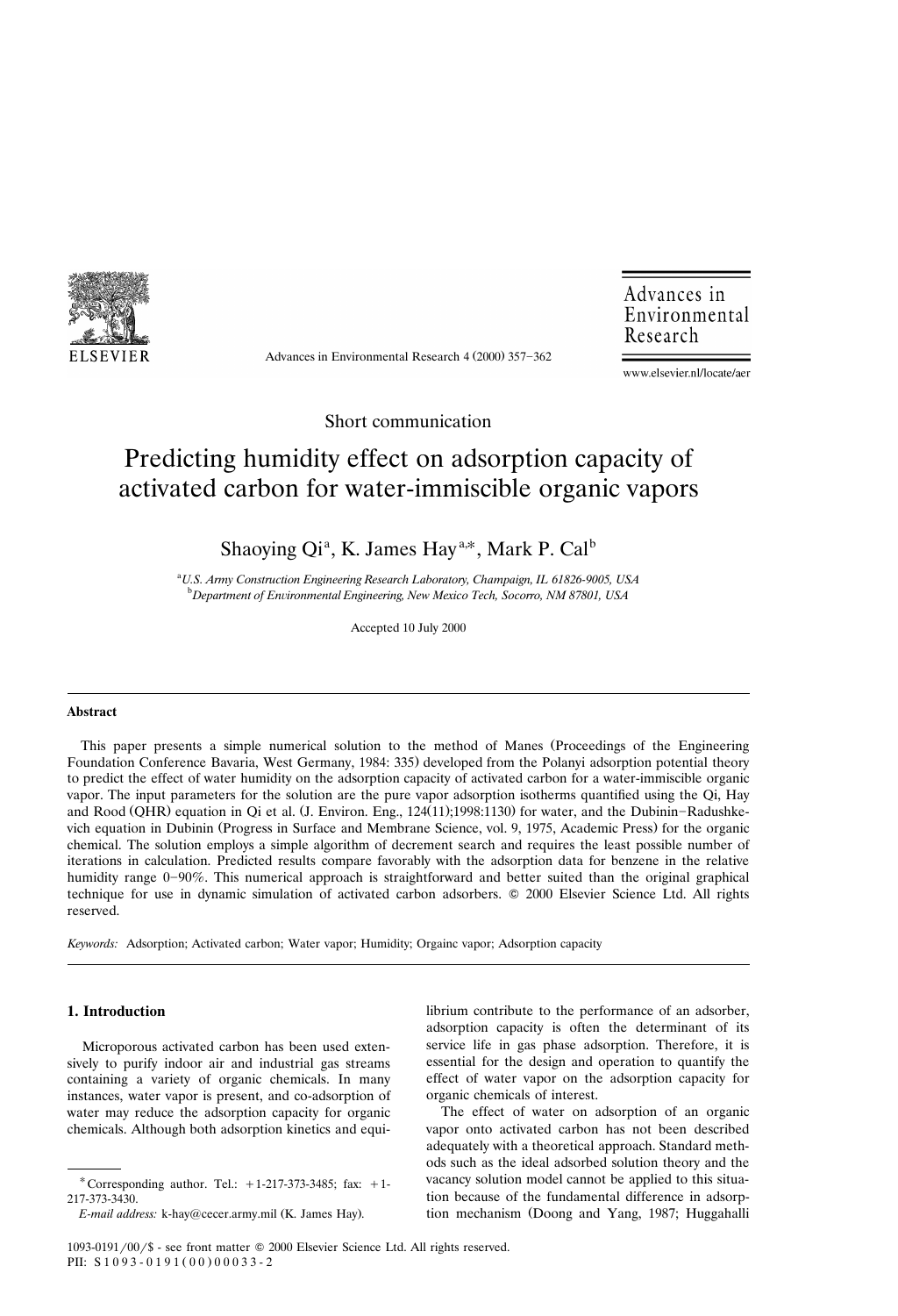Short communication

# Predicting humidity effect on adsorption capacity of activated carbon for water-immiscible organic vapors

Shaoying Qi[a], K. James Hay[a,*], Mark P. Cal[b]

[a]*U.S. Army Construction Engineering Research Laboratory, Champaign, IL 61826-9005, USA*
[b]*Department of Environmental Engineering, New Mexico Tech, Socorro, NM 87801, USA*

Accepted 10 July 2000

## Abstract

This paper presents a simple numerical solution to the method of Manes (Proceedings of the Engineering Foundation Conference Bavaria, West Germany, 1984: 335) developed from the Polanyi adsorption potential theory to predict the effect of water humidity on the adsorption capacity of activated carbon for a water-immiscible organic vapor. The input parameters for the solution are the pure vapor adsorption isotherms quantified using the Qi, Hay and Rood (QHR) equation in Qi et al. (J. Environ. Eng., 124(11);1998:1130) for water, and the Dubinin–Radushkevich equation in Dubinin (Progress in Surface and Membrane Science, vol. 9, 1975, Academic Press) for the organic chemical. The solution employs a simple algorithm of decrement search and requires the least possible number of iterations in calculation. Predicted results compare favorably with the adsorption data for benzene in the relative humidity range 0–90%. This numerical approach is straightforward and better suited than the original graphical technique for use in dynamic simulation of activated carbon adsorbers. © 2000 Elsevier Science Ltd. All rights reserved.

*Keywords:* Adsorption; Activated carbon; Water vapor; Humidity; Orgainc vapor; Adsorption capacity

## 1. Introduction

Microporous activated carbon has been used extensively to purify indoor air and industrial gas streams containing a variety of organic chemicals. In many instances, water vapor is present, and co-adsorption of water may reduce the adsorption capacity for organic chemicals. Although both adsorption kinetics and equilibrium contribute to the performance of an adsorber, adsorption capacity is often the determinant of its service life in gas phase adsorption. Therefore, it is essential for the design and operation to quantify the effect of water vapor on the adsorption capacity for organic chemicals of interest.

The effect of water on adsorption of an organic vapor onto activated carbon has not been described adequately with a theoretical approach. Standard methods such as the ideal adsorbed solution theory and the vacancy solution model cannot be applied to this situation because of the fundamental difference in adsorption mechanism (Doong and Yang, 1987; Huggahalli

* Corresponding author. Tel.: +1-217-373-3485; fax: +1-217-373-3430.
*E-mail address:* k-hay@cecer.army.mil (K. James Hay).

1093-0191/00/$ - see front matter © 2000 Elsevier Science Ltd. All rights reserved.
PII: S1093-0191(00)00033-2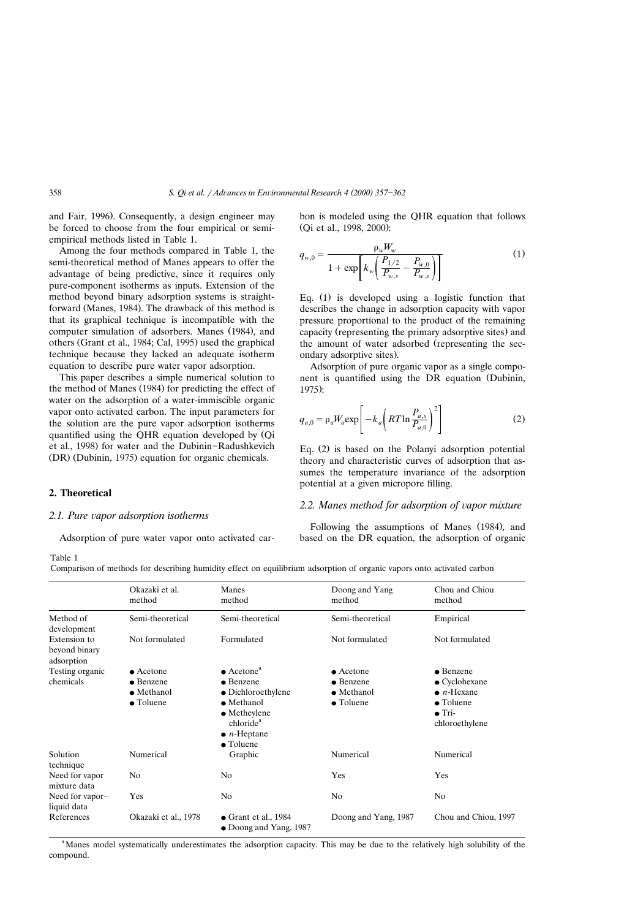and Fair, 1996). Consequently, a design engineer may be forced to choose from the four empirical or semi-empirical methods listed in Table 1.

Among the four methods compared in Table 1, the semi-theoretical method of Manes appears to offer the advantage of being predictive, since it requires only pure-component isotherms as inputs. Extension of the method beyond binary adsorption systems is straightforward (Manes, 1984). The drawback of this method is that its graphical technique is incompatible with the computer simulation of adsorbers. Manes (1984), and others (Grant et al., 1984; Cal, 1995) used the graphical technique because they lacked an adequate isotherm equation to describe pure water vapor adsorption.

This paper describes a simple numerical solution to the method of Manes (1984) for predicting the effect of water on the adsorption of a water-immiscible organic vapor onto activated carbon. The input parameters for the solution are the pure vapor adsorption isotherms quantified using the QHR equation developed by (Qi et al., 1998) for water and the Dubinin–Radushkevich (DR) (Dubinin, 1975) equation for organic chemicals.

## 2. Theoretical

### 2.1. Pure vapor adsorption isotherms

Adsorption of pure water vapor onto activated carbon is modeled using the QHR equation that follows (Qi et al., 1998, 2000):

$$q_{w,0} = \frac{\rho_w W_w}{1 + \exp\left[k_w\left(\frac{P_{1/2}}{P_{w,s}} - \frac{P_{w,0}}{P_{w,s}}\right)\right]} \tag{1}$$

Eq. (1) is developed using a logistic function that describes the change in adsorption capacity with vapor pressure proportional to the product of the remaining capacity (representing the primary adsorptive sites) and the amount of water adsorbed (representing the secondary adsorptive sites).

Adsorption of pure organic vapor as a single component is quantified using the DR equation (Dubinin, 1975):

$$q_{a,0} = \rho_a W_a \exp\left[-k_a\left(RT\ln\frac{P_{a,s}}{P_{a,0}}\right)^2\right] \tag{2}$$

Eq. (2) is based on the Polanyi adsorption potential theory and characteristic curves of adsorption that assumes the temperature invariance of the adsorption potential at a given micropore filling.

### 2.2. Manes method for adsorption of vapor mixture

Following the assumptions of Manes (1984), and based on the DR equation, the adsorption of organic

Table 1
Comparison of methods for describing humidity effect on equilibrium adsorption of organic vapors onto activated carbon

| | Okazaki et al. method | Manes method | Doong and Yang method | Chou and Chiou method |
|---|---|---|---|---|
| Method of development | Semi-theoretical | Semi-theoretical | Semi-theoretical | Empirical |
| Extension to beyond binary adsorption | Not formulated | Formulated | Not formulated | Not formulated |
| Testing organic chemicals | • Acetone<br>• Benzene<br>• Methanol<br>• Toluene | • Acetone[a]<br>• Benzene<br>• Dichloroethylene<br>• Methanol<br>• Metheylene chloride[a]<br>• $n$-Heptane<br>• Toluene | • Acetone<br>• Benzene<br>• Methanol<br>• Toluene | • Benzene<br>• Cyclohexane<br>• $n$-Hexane<br>• Toluene<br>• Tri-chloroethylene |
| Solution technique | Numerical | Graphic | Numerical | Numerical |
| Need for vapor mixture data | No | No | Yes | Yes |
| Need for vapor–liquid data | Yes | No | No | No |
| References | Okazaki et al., 1978 | • Grant et al., 1984<br>• Doong and Yang, 1987 | Doong and Yang, 1987 | Chou and Chiou, 1997 |

[a] Manes model systematically underestimates the adsorption capacity. This may be due to the relatively high solubility of the compound.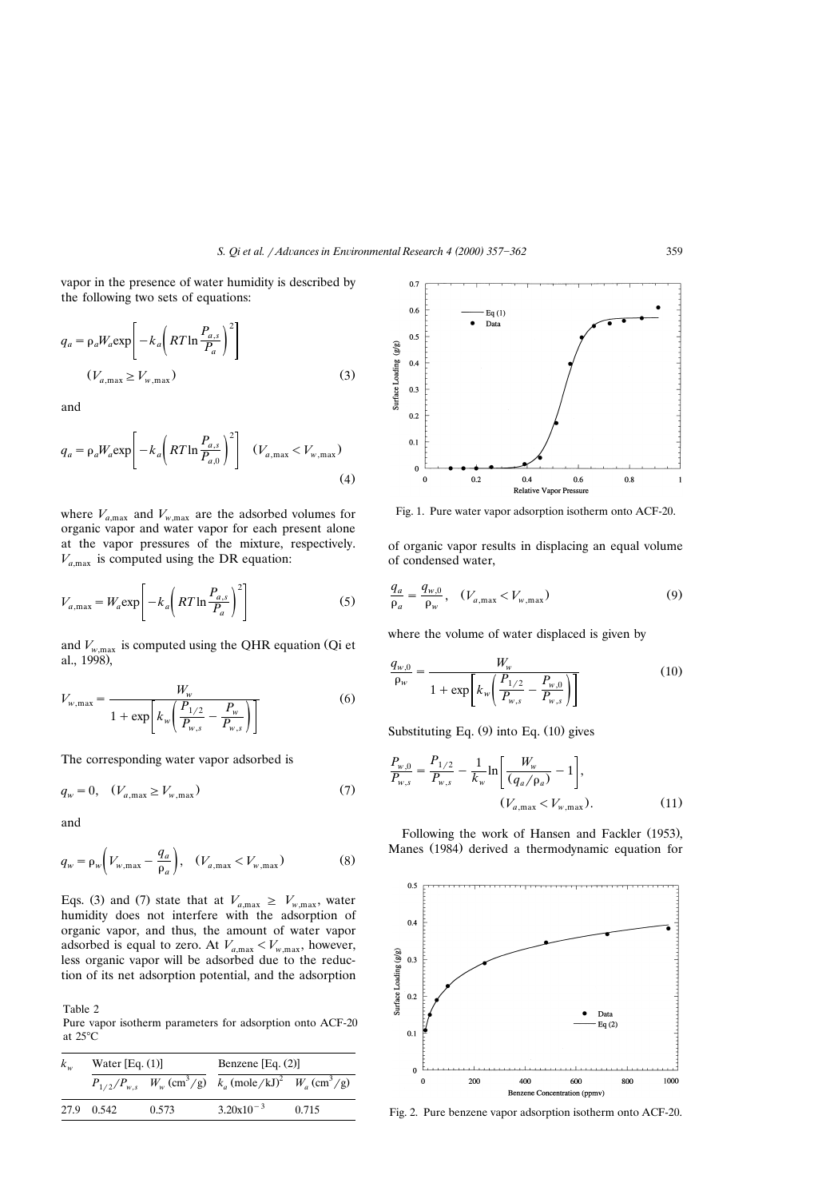vapor in the presence of water humidity is described by the following two sets of equations:

$$q_a = \rho_a W_a \exp\left[-k_a\left(RT\ln\frac{P_{a,s}}{P_a}\right)^2\right] \quad (V_{a,\max} \geq V_{w,\max}) \tag{3}$$

and

$$q_a = \rho_a W_a \exp\left[-k_a\left(RT\ln\frac{P_{a,s}}{P_{a,0}}\right)^2\right] \quad (V_{a,\max} < V_{w,\max}) \tag{4}$$

where $V_{a,\max}$ and $V_{w,\max}$ are the adsorbed volumes for organic vapor and water vapor for each present alone at the vapor pressures of the mixture, respectively. $V_{a,\max}$ is computed using the DR equation:

$$V_{a,\max} = W_a \exp\left[-k_a\left(RT\ln\frac{P_{a,s}}{P_a}\right)^2\right] \tag{5}$$

and $V_{w,\max}$ is computed using the QHR equation (Qi et al., 1998),

$$V_{w,\max} = \frac{W_w}{1 + \exp\left[k_w\left(\frac{P_{1/2}}{P_{w,s}} - \frac{P_w}{P_{w,s}}\right)\right]} \tag{6}$$

The corresponding water vapor adsorbed is

$$q_w = 0, \quad (V_{a,\max} \geq V_{w,\max}) \tag{7}$$

and

$$q_w = \rho_w\left(V_{w,\max} - \frac{q_a}{\rho_a}\right), \quad (V_{a,\max} < V_{w,\max}) \tag{8}$$

Eqs. (3) and (7) state that at $V_{a,\max} \geq V_{w,\max}$, water humidity does not interfere with the adsorption of organic vapor, and thus, the amount of water vapor adsorbed is equal to zero. At $V_{a,\max} < V_{w,\max}$, however, less organic vapor will be adsorbed due to the reduction of its net adsorption potential, and the adsorption of organic vapor results in displacing an equal volume of condensed water,

$$\frac{q_a}{\rho_a} = \frac{q_{w,0}}{\rho_w}, \quad (V_{a,\max} < V_{w,\max}) \tag{9}$$

where the volume of water displaced is given by

$$\frac{q_{w,0}}{\rho_w} = \frac{W_w}{1 + \exp\left[k_w\left(\frac{P_{1/2}}{P_{w,s}} - \frac{P_{w,0}}{P_{w,s}}\right)\right]} \tag{10}$$

Substituting Eq. (9) into Eq. (10) gives

$$\frac{P_{w,0}}{P_{w,s}} = \frac{P_{1/2}}{P_{w,s}} - \frac{1}{k_w}\ln\left[\frac{W_w}{(q_a/\rho_a)} - 1\right], \quad (V_{a,\max} < V_{w,\max}). \tag{11}$$

Following the work of Hansen and Fackler (1953), Manes (1984) derived a thermodynamic equation for

Table 2
Pure vapor isotherm parameters for adsorption onto ACF-20 at 25°C

| $k_w$ | Water [Eq. (1)] | | Benzene [Eq. (2)] | |
|---|---|---|---|---|
| | $P_{1/2}/P_{w,s}$ | $W_w$ (cm$^3$/g) | $k_a$ (mole/kJ)$^2$ | $W_a$ (cm$^3$/g) |
| 27.9 | 0.542 | 0.573 | $3.20\times10^{-3}$ | 0.715 |

Fig. 1. Pure water vapor adsorption isotherm onto ACF-20.

Fig. 2. Pure benzene vapor adsorption isotherm onto ACF-20.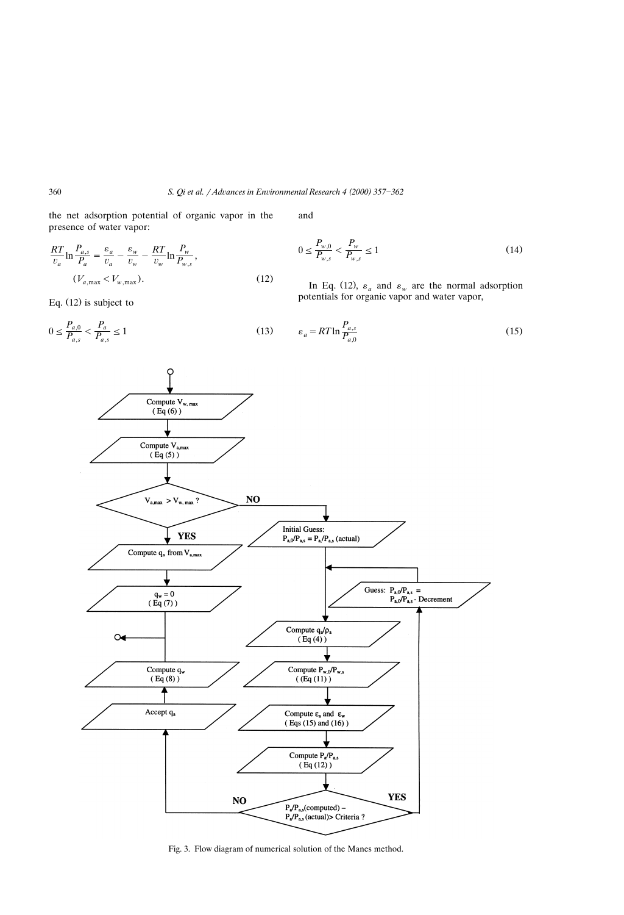the net adsorption potential of organic vapor in the presence of water vapor:

$$\frac{RT}{v_a}\ln\frac{P_{a,s}}{P_a} = \frac{\varepsilon_a}{v_a} - \frac{\varepsilon_w}{v_w} - \frac{RT}{v_w}\ln\frac{P_w}{P_{w,s}}, \quad (V_{a,\max} < V_{w,\max}). \tag{12}$$

Eq. (12) is subject to

$$0 \le \frac{P_{a,0}}{P_{a,s}} < \frac{P_a}{P_{a,s}} \le 1 \tag{13}$$

and

$$0 \le \frac{P_{w,0}}{P_{w,s}} < \frac{P_w}{P_{w,s}} \le 1 \tag{14}$$

In Eq. (12), $\varepsilon_a$ and $\varepsilon_w$ are the normal adsorption potentials for organic vapor and water vapor,

$$\varepsilon_a = RT\ln\frac{P_{a,s}}{P_{a,0}} \tag{15}$$

Fig. 3. Flow diagram of numerical solution of the Manes method.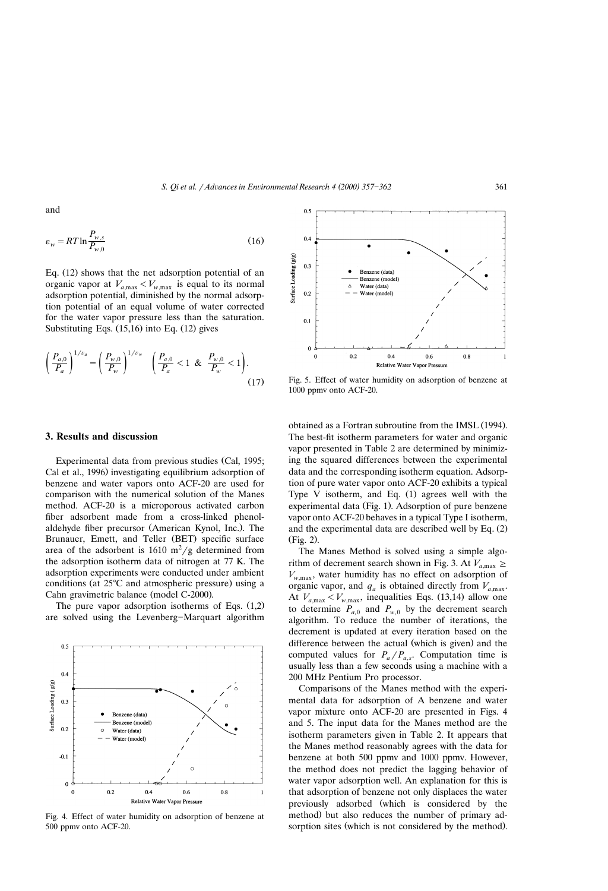and

$$\varepsilon_w = RT \ln \frac{P_{w,s}}{P_{w,0}} \tag{16}$$

Eq. (12) shows that the net adsorption potential of an organic vapor at $V_{a,\max} < V_{w,\max}$ is equal to its normal adsorption potential, diminished by the normal adsorption potential of an equal volume of water corrected for the water vapor pressure less than the saturation. Substituting Eqs. (15,16) into Eq. (12) gives

$$\left(\frac{P_{a,0}}{P_a}\right)^{1/v_a} = \left(\frac{P_{w,0}}{P_w}\right)^{1/v_w} \quad \left(\frac{P_{a,0}}{P_a} < 1 \ \& \ \frac{P_{w,0}}{P_w} < 1\right). \tag{17}$$

## 3. Results and discussion

Experimental data from previous studies (Cal, 1995; Cal et al., 1996) investigating equilibrium adsorption of benzene and water vapors onto ACF-20 are used for comparison with the numerical solution of the Manes method. ACF-20 is a microporous activated carbon fiber adsorbent made from a cross-linked phenol-aldehyde fiber precursor (American Kynol, Inc.). The Brunauer, Emett, and Teller (BET) specific surface area of the adsorbent is 1610 $m^2/g$ determined from the adsorption isotherm data of nitrogen at 77 K. The adsorption experiments were conducted under ambient conditions (at 25°C and atmospheric pressure) using a Cahn gravimetric balance (model C-2000).

The pure vapor adsorption isotherms of Eqs. (1,2) are solved using the Levenberg–Marquart algorithm

Fig. 4. Effect of water humidity on adsorption of benzene at 500 ppmv onto ACF-20.

Fig. 5. Effect of water humidity on adsorption of benzene at 1000 ppmv onto ACF-20.

obtained as a Fortran subroutine from the IMSL (1994). The best-fit isotherm parameters for water and organic vapor presented in Table 2 are determined by minimizing the squared differences between the experimental data and the corresponding isotherm equation. Adsorption of pure water vapor onto ACF-20 exhibits a typical Type V isotherm, and Eq. (1) agrees well with the experimental data (Fig. 1). Adsorption of pure benzene vapor onto ACF-20 behaves in a typical Type I isotherm, and the experimental data are described well by Eq. (2) (Fig. 2).

The Manes Method is solved using a simple algorithm of decrement search shown in Fig. 3. At $V_{a,\max} \geq V_{w,\max}$, water humidity has no effect on adsorption of organic vapor, and $q_a$ is obtained directly from $V_{a,\max}$. At $V_{a,\max} < V_{w,\max}$, inequalities Eqs. (13,14) allow one to determine $P_{a,0}$ and $P_{w,0}$ by the decrement search algorithm. To reduce the number of iterations, the decrement is updated at every iteration based on the difference between the actual (which is given) and the computed values for $P_a/P_{a,s}$. Computation time is usually less than a few seconds using a machine with a 200 MHz Pentium Pro processor.

Comparisons of the Manes method with the experimental data for adsorption of A benzene and water vapor mixture onto ACF-20 are presented in Figs. 4 and 5. The input data for the Manes method are the isotherm parameters given in Table 2. It appears that the Manes method reasonably agrees with the data for benzene at both 500 ppmv and 1000 ppmv. However, the method does not predict the lagging behavior of water vapor adsorption well. An explanation for this is that adsorption of benzene not only displaces the water previously adsorbed (which is considered by the method) but also reduces the number of primary adsorption sites (which is not considered by the method).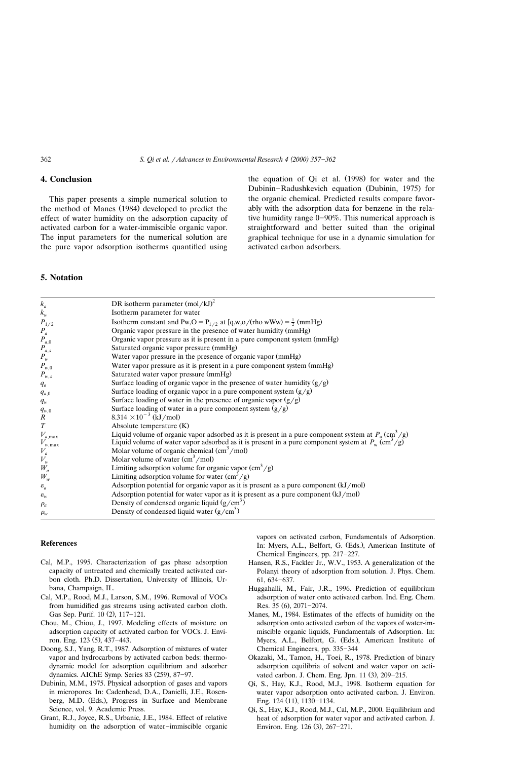## 4. Conclusion

This paper presents a simple numerical solution to the method of Manes (1984) developed to predict the effect of water humidity on the adsorption capacity of activated carbon for a water-immiscible organic vapor. The input parameters for the numerical solution are the pure vapor adsorption isotherms quantified using the equation of Qi et al. (1998) for water and the Dubinin–Radushkevich equation (Dubinin, 1975) for the organic chemical. Predicted results compare favorably with the adsorption data for benzene in the relative humidity range 0–90%. This numerical approach is straightforward and better suited than the original graphical technique for use in a dynamic simulation for activated carbon adsorbers.

## 5. Notation

| | |
|---|---|
| $k_a$ | DR isotherm parameter $(\text{mol/kJ})^2$ |
| $k_w$ | Isotherm parameter for water |
| $P_{1/2}$ | Isotherm constant and Pw,O = $P_{1/2}$ at [q,w,o/(rho wWw) = $\frac{1}{2}$ (mmHg) |
| $P_a$ | Organic vapor pressure in the presence of water humidity (mmHg) |
| $P_{a,0}$ | Organic vapor pressure as it is present in a pure component system (mmHg) |
| $P_{a,s}$ | Saturated organic vapor pressure (mmHg) |
| $P_w$ | Water vapor pressure in the presence of organic vapor (mmHg) |
| $P_{w,0}$ | Water vapor pressure as it is present in a pure component system (mmHg) |
| $P_{w,s}$ | Saturated water vapor pressure (mmHg) |
| $q_a$ | Surface loading of organic vapor in the presence of water humidity (g/g) |
| $q_{a,0}$ | Surface loading of organic vapor in a pure component system (g/g) |
| $q_w$ | Surface loading of water in the presence of organic vapor (g/g) |
| $q_{w,0}$ | Surface loading of water in a pure component system (g/g) |
| $R$ | $8.314 \times 10^{-3}$ (kJ/mol) |
| $T$ | Absolute temperature (K) |
| $V_{a,\max}$ | Liquid volume of organic vapor adsorbed as it is present in a pure component system at $P_a$ $(\text{cm}^3/\text{g})$ |
| $V_{w,\max}$ | Liquid volume of water vapor adsorbed as it is present in a pure component system at $P_w$ $(\text{cm}^3/\text{g})$ |
| $V_a$ | Molar volume of organic chemical $(\text{cm}^3/\text{mol})$ |
| $V_w$ | Molar volume of water $(\text{cm}^3/\text{mol})$ |
| $W_a$ | Limiting adsorption volume for organic vapor $(\text{cm}^3/\text{g})$ |
| $W_w$ | Limiting adsorption volume for water $(\text{cm}^3/\text{g})$ |
| $\varepsilon_a$ | Adsorption potential for organic vapor as it is present as a pure component (kJ/mol) |
| $\varepsilon_w$ | Adsorption potential for water vapor as it is present as a pure component (kJ/mol) |
| $\rho_a$ | Density of condensed organic liquid $(\text{g/cm}^3)$ |
| $\rho_w$ | Density of condensed liquid water $(\text{g/cm}^3)$ |

## References

- Cal, M.P., 1995. Characterization of gas phase adsorption capacity of untreated and chemically treated activated carbon cloth. Ph.D. Dissertation, University of Illinois, Urbana, Champaign, IL.
- Cal, M.P., Rood, M.J., Larson, S.M., 1996. Removal of VOCs from humidified gas streams using activated carbon cloth. Gas Sep. Purif. 10 (2), 117–121.
- Chou, M., Chiou, J., 1997. Modeling effects of moisture on adsorption capacity of activated carbon for VOCs. J. Environ. Eng. 123 (5), 437–443.
- Doong, S.J., Yang, R.T., 1987. Adsorption of mixtures of water vapor and hydrocarbons by activated carbon beds: thermodynamic model for adsorption equilibrium and adsorber dynamics. AIChE Symp. Series 83 (259), 87–97.
- Dubinin, M.M., 1975. Physical adsorption of gases and vapors in micropores. In: Cadenhead, D.A., Danielli, J.E., Rosenberg, M.D. (Eds.), Progress in Surface and Membrane Science, vol. 9. Academic Press.
- Grant, R.J., Joyce, R.S., Urbanic, J.E., 1984. Effect of relative humidity on the adsorption of water–immiscible organic vapors on activated carbon, Fundamentals of Adsorption. In: Myers, A.L., Belfort, G. (Eds.), American Institute of Chemical Engineers, pp. 217–227.
- Hansen, R.S., Fackler Jr., W.V., 1953. A generalization of the Polanyi theory of adsorption from solution. J. Phys. Chem. 61, 634–637.
- Huggahalli, M., Fair, J.R., 1996. Prediction of equilibrium adsorption of water onto activated carbon. Ind. Eng. Chem. Res. 35 (6), 2071–2074.
- Manes, M., 1984. Estimates of the effects of humidity on the adsorption onto activated carbon of the vapors of water-immiscible organic liquids, Fundamentals of Adsorption. In: Myers, A.L., Belfort, G. (Eds.), American Institute of Chemical Engineers, pp. 335–344
- Okazaki, M., Tamon, H., Toei, R., 1978. Prediction of binary adsorption equilibria of solvent and water vapor on activated carbon. J. Chem. Eng. Jpn. 11 (3), 209–215.
- Qi, S., Hay, K.J., Rood, M.J., 1998. Isotherm equation for water vapor adsorption onto activated carbon. J. Environ. Eng. 124 (11), 1130–1134.
- Qi, S., Hay, K.J., Rood, M.J., Cal, M.P., 2000. Equilibrium and heat of adsorption for water vapor and activated carbon. J. Environ. Eng. 126 (3), 267–271.